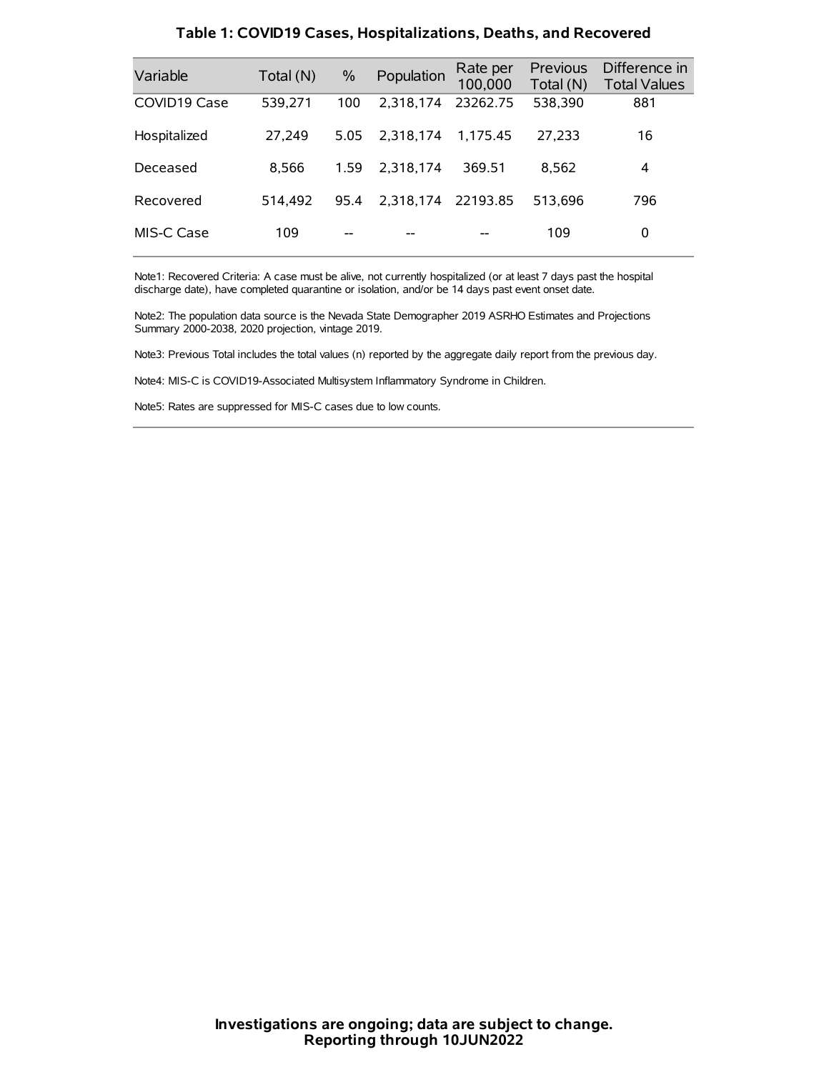# Table 1: COVID19 Cases, Hospitalizations, Deaths, and Recovered

| Variable | Total (N) | % | Population | Rate per 100,000 | Previous Total (N) | Difference in Total Values |
|---|---|---|---|---|---|---|
| COVID19 Case | 539,271 | 100 | 2,318,174 | 23262.75 | 538,390 | 881 |
| Hospitalized | 27,249 | 5.05 | 2,318,174 | 1,175.45 | 27,233 | 16 |
| Deceased | 8,566 | 1.59 | 2,318,174 | 369.51 | 8,562 | 4 |
| Recovered | 514,492 | 95.4 | 2,318,174 | 22193.85 | 513,696 | 796 |
| MIS-C Case | 109 | -- | -- | -- | 109 | 0 |

Note1: Recovered Criteria: A case must be alive, not currently hospitalized (or at least 7 days past the hospital discharge date), have completed quarantine or isolation, and/or be 14 days past event onset date.

Note2: The population data source is the Nevada State Demographer 2019 ASRHO Estimates and Projections Summary 2000-2038, 2020 projection, vintage 2019.

Note3: Previous Total includes the total values (n) reported by the aggregate daily report from the previous day.

Note4: MIS-C is COVID19-Associated Multisystem Inflammatory Syndrome in Children.

Note5: Rates are suppressed for MIS-C cases due to low counts.

**Investigations are ongoing; data are subject to change.**
**Reporting through 10JUN2022**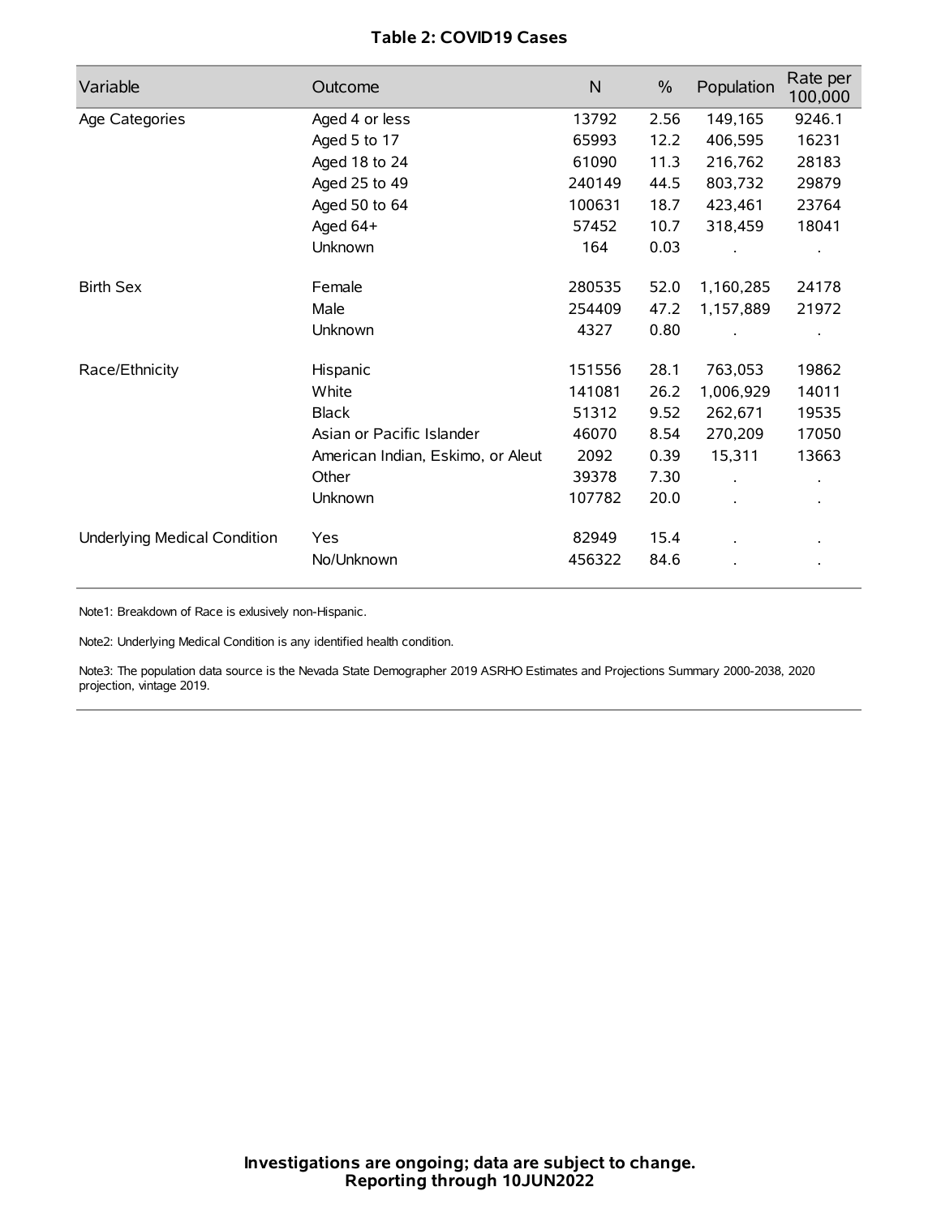**Table 2: COVID19 Cases**

| Variable | Outcome | N | % | Population | Rate per 100,000 |
|---|---|---|---|---|---|
| Age Categories | Aged 4 or less | 13792 | 2.56 | 149,165 | 9246.1 |
| | Aged 5 to 17 | 65993 | 12.2 | 406,595 | 16231 |
| | Aged 18 to 24 | 61090 | 11.3 | 216,762 | 28183 |
| | Aged 25 to 49 | 240149 | 44.5 | 803,732 | 29879 |
| | Aged 50 to 64 | 100631 | 18.7 | 423,461 | 23764 |
| | Aged 64+ | 57452 | 10.7 | 318,459 | 18041 |
| | Unknown | 164 | 0.03 | . | . |
| Birth Sex | Female | 280535 | 52.0 | 1,160,285 | 24178 |
| | Male | 254409 | 47.2 | 1,157,889 | 21972 |
| | Unknown | 4327 | 0.80 | . | . |
| Race/Ethnicity | Hispanic | 151556 | 28.1 | 763,053 | 19862 |
| | White | 141081 | 26.2 | 1,006,929 | 14011 |
| | Black | 51312 | 9.52 | 262,671 | 19535 |
| | Asian or Pacific Islander | 46070 | 8.54 | 270,209 | 17050 |
| | American Indian, Eskimo, or Aleut | 2092 | 0.39 | 15,311 | 13663 |
| | Other | 39378 | 7.30 | . | . |
| | Unknown | 107782 | 20.0 | . | . |
| Underlying Medical Condition | Yes | 82949 | 15.4 | . | . |
| | No/Unknown | 456322 | 84.6 | . | . |

Note1: Breakdown of Race is exlusively non-Hispanic.

Note2: Underlying Medical Condition is any identified health condition.

Note3: The population data source is the Nevada State Demographer 2019 ASRHO Estimates and Projections Summary 2000-2038, 2020 projection, vintage 2019.

**Investigations are ongoing; data are subject to change.**
**Reporting through 10JUN2022**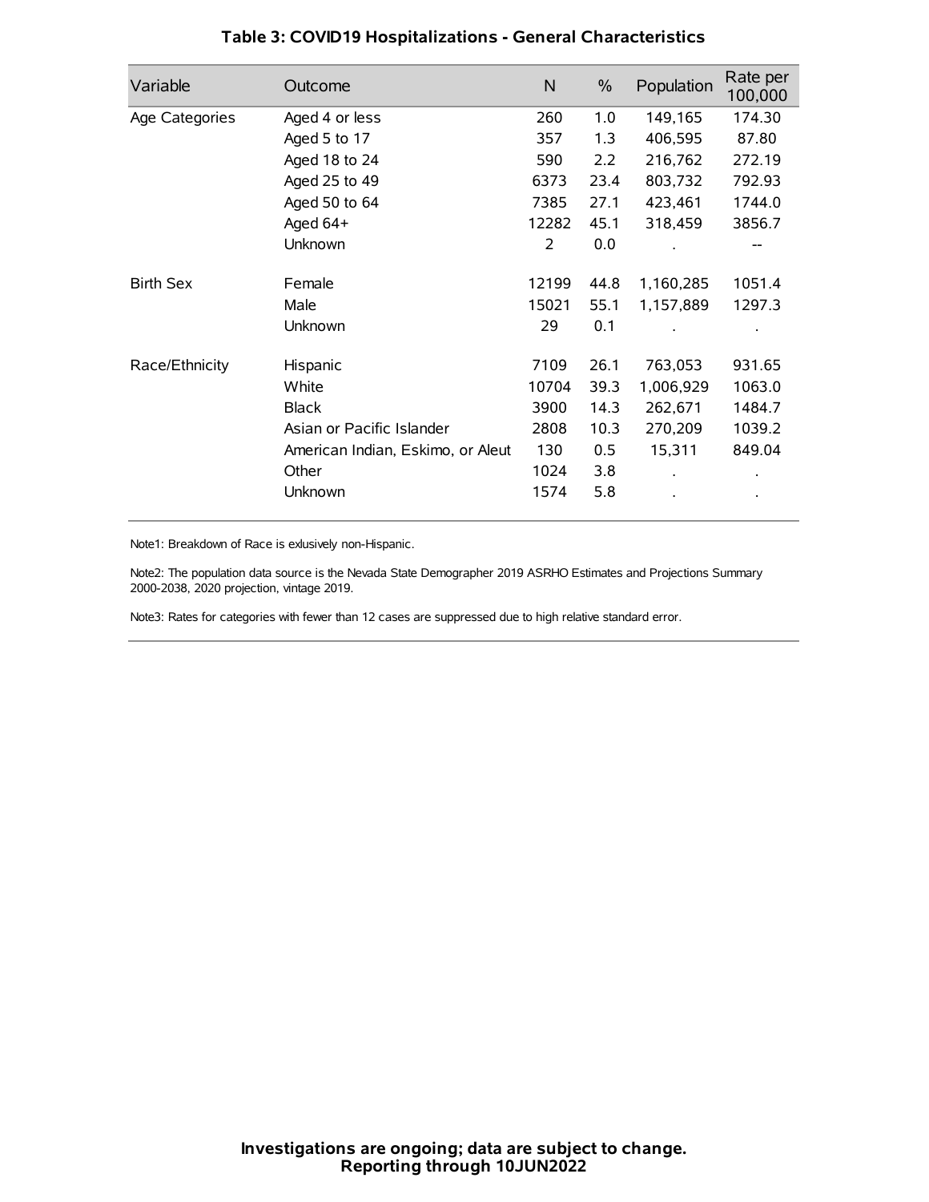## Table 3: COVID19 Hospitalizations - General Characteristics

| Variable | Outcome | N | % | Population | Rate per 100,000 |
|---|---|---|---|---|---|
| Age Categories | Aged 4 or less | 260 | 1.0 | 149,165 | 174.30 |
| | Aged 5 to 17 | 357 | 1.3 | 406,595 | 87.80 |
| | Aged 18 to 24 | 590 | 2.2 | 216,762 | 272.19 |
| | Aged 25 to 49 | 6373 | 23.4 | 803,732 | 792.93 |
| | Aged 50 to 64 | 7385 | 27.1 | 423,461 | 1744.0 |
| | Aged 64+ | 12282 | 45.1 | 318,459 | 3856.7 |
| | Unknown | 2 | 0.0 | . | -- |
| Birth Sex | Female | 12199 | 44.8 | 1,160,285 | 1051.4 |
| | Male | 15021 | 55.1 | 1,157,889 | 1297.3 |
| | Unknown | 29 | 0.1 | . | . |
| Race/Ethnicity | Hispanic | 7109 | 26.1 | 763,053 | 931.65 |
| | White | 10704 | 39.3 | 1,006,929 | 1063.0 |
| | Black | 3900 | 14.3 | 262,671 | 1484.7 |
| | Asian or Pacific Islander | 2808 | 10.3 | 270,209 | 1039.2 |
| | American Indian, Eskimo, or Aleut | 130 | 0.5 | 15,311 | 849.04 |
| | Other | 1024 | 3.8 | . | . |
| | Unknown | 1574 | 5.8 | . | . |

Note1: Breakdown of Race is exlusively non-Hispanic.

Note2: The population data source is the Nevada State Demographer 2019 ASRHO Estimates and Projections Summary 2000-2038, 2020 projection, vintage 2019.

Note3: Rates for categories with fewer than 12 cases are suppressed due to high relative standard error.

**Investigations are ongoing; data are subject to change.**
**Reporting through 10JUN2022**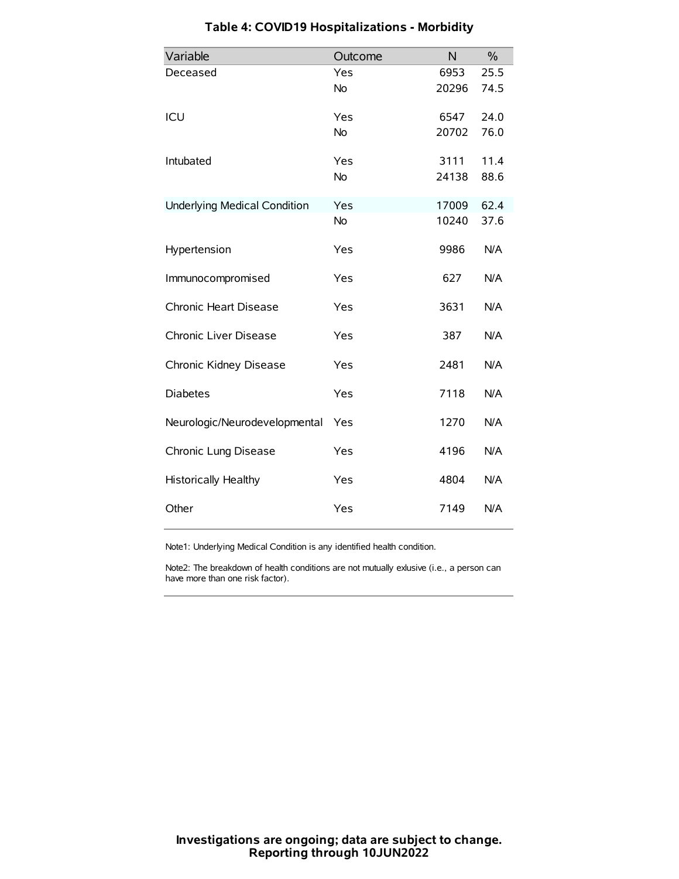### Table 4: COVID19 Hospitalizations - Morbidity

| Variable | Outcome | N | % |
|---|---|---|---|
| Deceased | Yes | 6953 | 25.5 |
| | No | 20296 | 74.5 |
| ICU | Yes | 6547 | 24.0 |
| | No | 20702 | 76.0 |
| Intubated | Yes | 3111 | 11.4 |
| | No | 24138 | 88.6 |
| Underlying Medical Condition | Yes | 17009 | 62.4 |
| | No | 10240 | 37.6 |
| Hypertension | Yes | 9986 | N/A |
| Immunocompromised | Yes | 627 | N/A |
| Chronic Heart Disease | Yes | 3631 | N/A |
| Chronic Liver Disease | Yes | 387 | N/A |
| Chronic Kidney Disease | Yes | 2481 | N/A |
| Diabetes | Yes | 7118 | N/A |
| Neurologic/Neurodevelopmental | Yes | 1270 | N/A |
| Chronic Lung Disease | Yes | 4196 | N/A |
| Historically Healthy | Yes | 4804 | N/A |
| Other | Yes | 7149 | N/A |

Note1: Underlying Medical Condition is any identified health condition.

Note2: The breakdown of health conditions are not mutually exlusive (i.e., a person can have more than one risk factor).

**Investigations are ongoing; data are subject to change.**
**Reporting through 10JUN2022**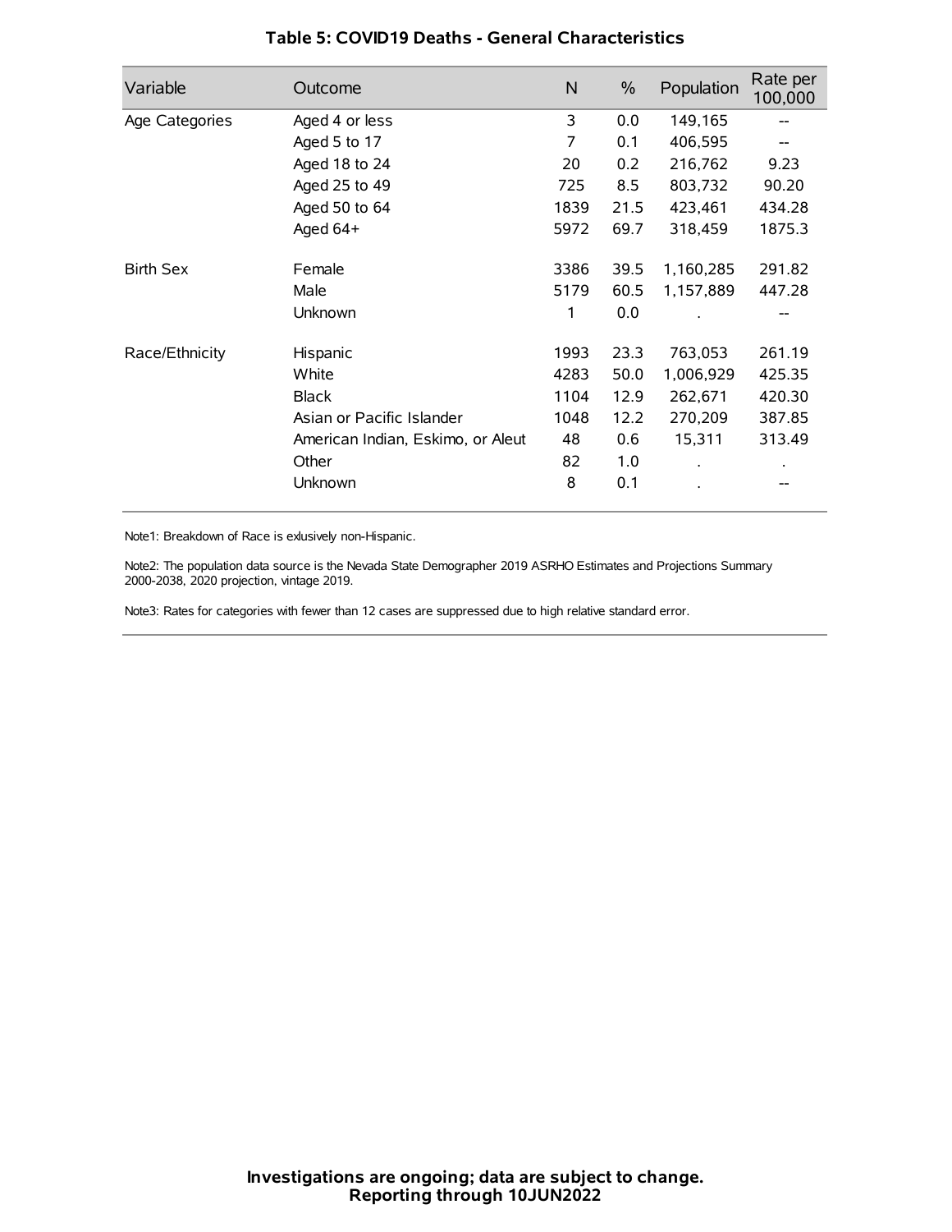# Table 5: COVID19 Deaths - General Characteristics

| Variable | Outcome | N | % | Population | Rate per 100,000 |
|---|---|---|---|---|---|
| Age Categories | Aged 4 or less | 3 | 0.0 | 149,165 | -- |
| | Aged 5 to 17 | 7 | 0.1 | 406,595 | -- |
| | Aged 18 to 24 | 20 | 0.2 | 216,762 | 9.23 |
| | Aged 25 to 49 | 725 | 8.5 | 803,732 | 90.20 |
| | Aged 50 to 64 | 1839 | 21.5 | 423,461 | 434.28 |
| | Aged 64+ | 5972 | 69.7 | 318,459 | 1875.3 |
| Birth Sex | Female | 3386 | 39.5 | 1,160,285 | 291.82 |
| | Male | 5179 | 60.5 | 1,157,889 | 447.28 |
| | Unknown | 1 | 0.0 | . | -- |
| Race/Ethnicity | Hispanic | 1993 | 23.3 | 763,053 | 261.19 |
| | White | 4283 | 50.0 | 1,006,929 | 425.35 |
| | Black | 1104 | 12.9 | 262,671 | 420.30 |
| | Asian or Pacific Islander | 1048 | 12.2 | 270,209 | 387.85 |
| | American Indian, Eskimo, or Aleut | 48 | 0.6 | 15,311 | 313.49 |
| | Other | 82 | 1.0 | . | . |
| | Unknown | 8 | 0.1 | . | -- |

Note1: Breakdown of Race is exlusively non-Hispanic.

Note2: The population data source is the Nevada State Demographer 2019 ASRHO Estimates and Projections Summary 2000-2038, 2020 projection, vintage 2019.

Note3: Rates for categories with fewer than 12 cases are suppressed due to high relative standard error.

**Investigations are ongoing; data are subject to change.**
**Reporting through 10JUN2022**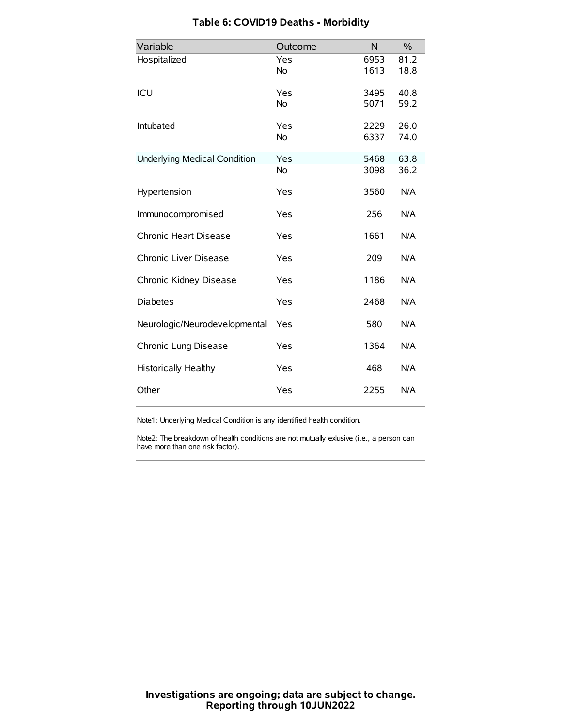# Table 6: COVID19 Deaths - Morbidity

| Variable | Outcome | N | % |
|---|---|---|---|
| Hospitalized | Yes | 6953 | 81.2 |
| | No | 1613 | 18.8 |
| ICU | Yes | 3495 | 40.8 |
| | No | 5071 | 59.2 |
| Intubated | Yes | 2229 | 26.0 |
| | No | 6337 | 74.0 |
| Underlying Medical Condition | Yes | 5468 | 63.8 |
| | No | 3098 | 36.2 |
| Hypertension | Yes | 3560 | N/A |
| Immunocompromised | Yes | 256 | N/A |
| Chronic Heart Disease | Yes | 1661 | N/A |
| Chronic Liver Disease | Yes | 209 | N/A |
| Chronic Kidney Disease | Yes | 1186 | N/A |
| Diabetes | Yes | 2468 | N/A |
| Neurologic/Neurodevelopmental | Yes | 580 | N/A |
| Chronic Lung Disease | Yes | 1364 | N/A |
| Historically Healthy | Yes | 468 | N/A |
| Other | Yes | 2255 | N/A |

Note1: Underlying Medical Condition is any identified health condition.

Note2: The breakdown of health conditions are not mutually exlusive (i.e., a person can have more than one risk factor).

**Investigations are ongoing; data are subject to change.**
**Reporting through 10JUN2022**